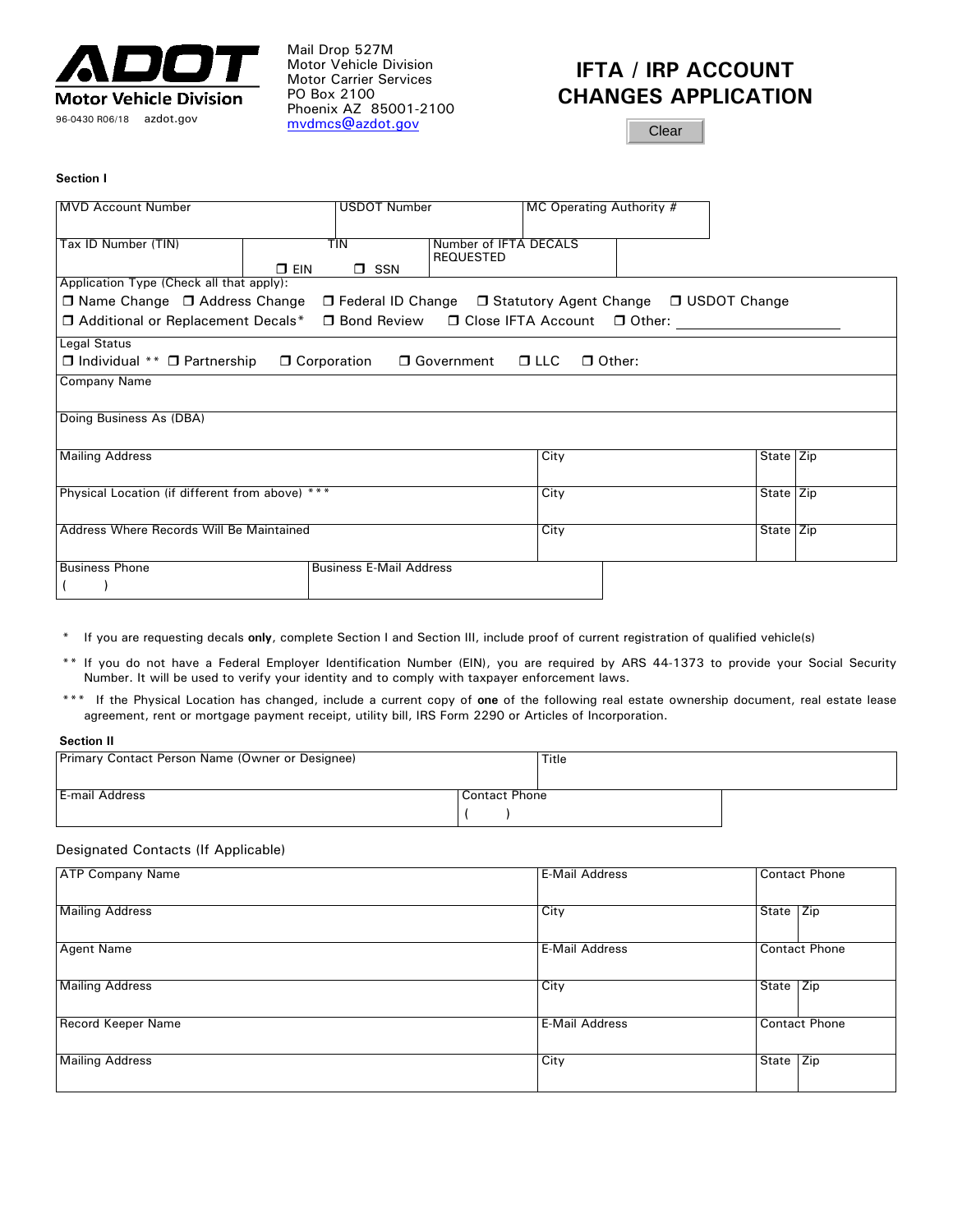ADOT Motor Vehicle Division

96-0430 R06/18 azdot.gov

Mail Drop 527M
Motor Vehicle Division
Motor Carrier Services
PO Box 2100
Phoenix AZ 85001-2100
mvdmcs@azdot.gov

# IFTA / IRP ACCOUNT CHANGES APPLICATION

Clear

**Section I**

| MVD Account Number | USDOT Number | MC Operating Authority # |
|---|---|---|
| | | |

| Tax ID Number (TIN) | TIN ☐ EIN ☐ SSN | Number of IFTA DECALS REQUESTED | |
|---|---|---|---|
| | | | |

Application Type (Check all that apply):
☐ Name Change ☐ Address Change ☐ Federal ID Change ☐ Statutory Agent Change ☐ USDOT Change
☐ Additional or Replacement Decals* ☐ Bond Review ☐ Close IFTA Account ☐ Other: ____________

Legal Status
☐ Individual ** ☐ Partnership ☐ Corporation ☐ Government ☐ LLC ☐ Other:

Company Name

Doing Business As (DBA)

| Mailing Address | City | State | Zip |
|---|---|---|---|
| Physical Location (if different from above) *** | City | State | Zip |
| Address Where Records Will Be Maintained | City | State | Zip |

| Business Phone | Business E-Mail Address |
|---|---|
| ( ) | |

\* If you are requesting decals **only**, complete Section I and Section III, include proof of current registration of qualified vehicle(s)

\*\* If you do not have a Federal Employer Identification Number (EIN), you are required by ARS 44-1373 to provide your Social Security Number. It will be used to verify your identity and to comply with taxpayer enforcement laws.

\*\*\* If the Physical Location has changed, include a current copy of **one** of the following real estate ownership document, real estate lease agreement, rent or mortgage payment receipt, utility bill, IRS Form 2290 or Articles of Incorporation.

**Section II**

| Primary Contact Person Name (Owner or Designee) | Title |
|---|---|
| E-mail Address | Contact Phone ( ) |

Designated Contacts (If Applicable)

| ATP Company Name | E-Mail Address | Contact Phone | |
|---|---|---|---|
| Mailing Address | City | State | Zip |
| Agent Name | E-Mail Address | Contact Phone | |
| Mailing Address | City | State | Zip |
| Record Keeper Name | E-Mail Address | Contact Phone | |
| Mailing Address | City | State | Zip |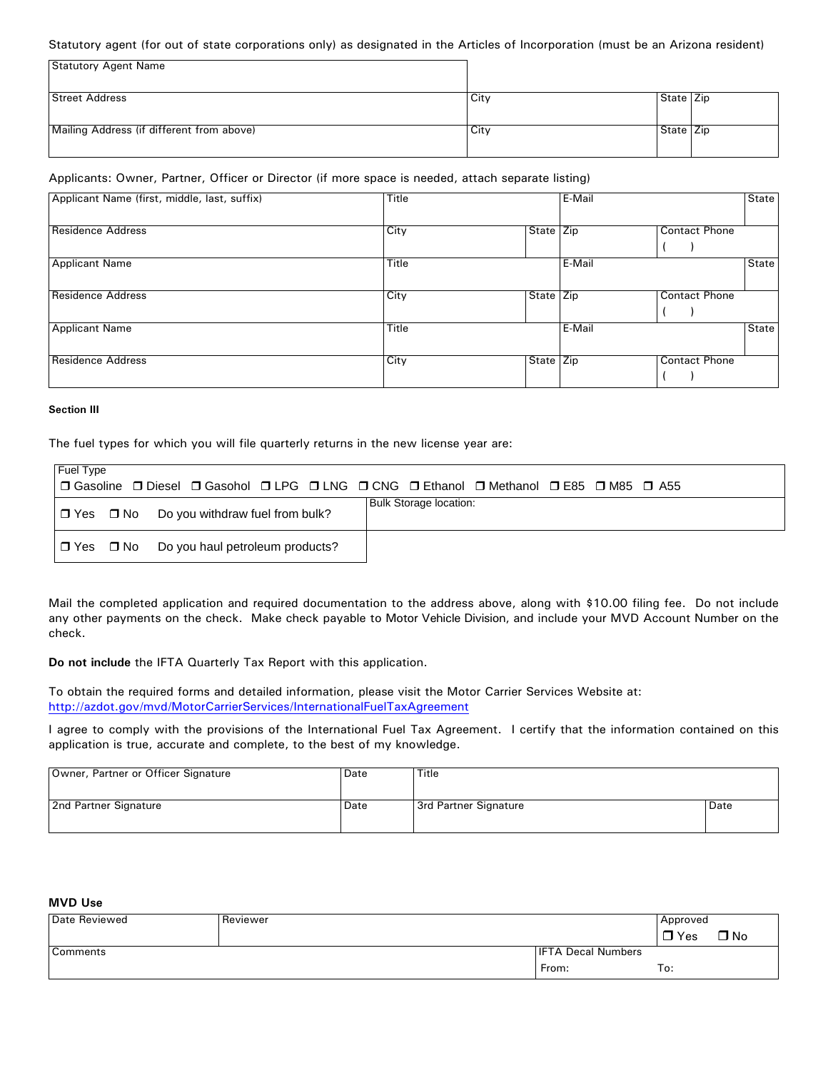Statutory agent (for out of state corporations only) as designated in the Articles of Incorporation (must be an Arizona resident)

| | | | |
|---|---|---|---|
| Statutory Agent Name | | | |
| Street Address | City | State | Zip |
| Mailing Address (if different from above) | City | State | Zip |

Applicants: Owner, Partner, Officer or Director (if more space is needed, attach separate listing)

| | | | | |
|---|---|---|---|---|
| Applicant Name (first, middle, last, suffix) | Title | | E-Mail | State |
| Residence Address | City | State | Zip | Contact Phone ( ) |
| Applicant Name | Title | | E-Mail | State |
| Residence Address | City | State | Zip | Contact Phone ( ) |
| Applicant Name | Title | | E-Mail | State |
| Residence Address | City | State | Zip | Contact Phone ( ) |

**Section III**

The fuel types for which you will file quarterly returns in the new license year are:

| | |
|---|---|
| Fuel Type ❒ Gasoline ❒ Diesel ❒ Gasohol ❒ LPG ❒ LNG ❒ CNG ❒ Ethanol ❒ Methanol ❒ E85 ❒ M85 ❒ A55 | |
| ❒ Yes ❒ No Do you withdraw fuel from bulk? | Bulk Storage location: |
| ❒ Yes ❒ No Do you haul petroleum products? | |

Mail the completed application and required documentation to the address above, along with $10.00 filing fee. Do not include any other payments on the check. Make check payable to Motor Vehicle Division, and include your MVD Account Number on the check.

**Do not include** the IFTA Quarterly Tax Report with this application.

To obtain the required forms and detailed information, please visit the Motor Carrier Services Website at:
http://azdot.gov/mvd/MotorCarrierServices/InternationalFuelTaxAgreement

I agree to comply with the provisions of the International Fuel Tax Agreement. I certify that the information contained on this application is true, accurate and complete, to the best of my knowledge.

| | | | |
|---|---|---|---|
| Owner, Partner or Officer Signature | Date | Title | |
| 2nd Partner Signature | Date | 3rd Partner Signature | Date |

**MVD Use**

| | | | |
|---|---|---|---|
| Date Reviewed | Reviewer | | Approved ❒ Yes ❒ No |
| Comments | | IFTA Decal Numbers From: | To: |